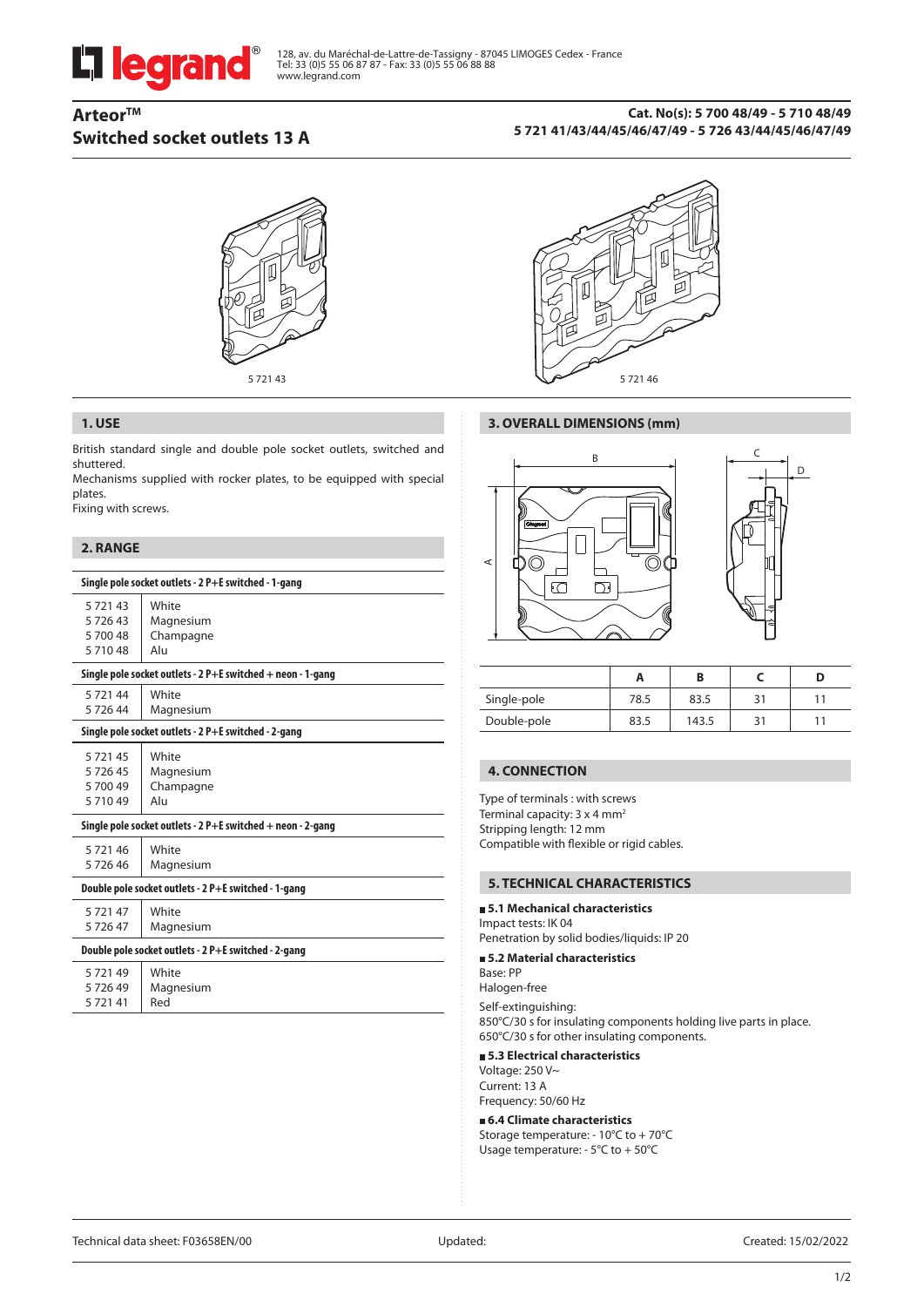legrand®

128, av. du Maréchal-de-Lattre-de-Tassigny - 87045 LIMOGES Cedex - France
Tel: 33 (0)5 55 06 87 87 - Fax: 33 (0)5 55 06 88 88
www.legrand.com

# Arteor™ Switched socket outlets 13 A

**Cat. No(s): 5 700 48/49 - 5 710 48/49
5 721 41/43/44/45/46/47/49 - 5 726 43/44/45/46/47/49**

5 721 43

5 721 46

## 1. USE

British standard single and double pole socket outlets, switched and shuttered.
Mechanisms supplied with rocker plates, to be equipped with special plates.
Fixing with screws.

## 2. RANGE

| Single pole socket outlets - 2 P+E switched - 1-gang | |
|---|---|
| 5 721 43 | White |
| 5 726 43 | Magnesium |
| 5 700 48 | Champagne |
| 5 710 48 | Alu |

| Single pole socket outlets - 2 P+E switched + neon - 1-gang | |
|---|---|
| 5 721 44 | White |
| 5 726 44 | Magnesium |

| Single pole socket outlets - 2 P+E switched - 2-gang | |
|---|---|
| 5 721 45 | White |
| 5 726 45 | Magnesium |
| 5 700 49 | Champagne |
| 5 710 49 | Alu |

| Single pole socket outlets - 2 P+E switched + neon - 2-gang | |
|---|---|
| 5 721 46 | White |
| 5 726 46 | Magnesium |

| Double pole socket outlets - 2 P+E switched - 1-gang | |
|---|---|
| 5 721 47 | White |
| 5 726 47 | Magnesium |

| Double pole socket outlets - 2 P+E switched - 2-gang | |
|---|---|
| 5 721 49 | White |
| 5 726 49 | Magnesium |
| 5 721 41 | Red |

## 3. OVERALL DIMENSIONS (mm)

| | A | B | C | D |
|---|---|---|---|---|
| Single-pole | 78.5 | 83.5 | 31 | 11 |
| Double-pole | 83.5 | 143.5 | 31 | 11 |

## 4. CONNECTION

Type of terminals : with screws
Terminal capacity: 3 x 4 mm²
Stripping length: 12 mm
Compatible with flexible or rigid cables.

## 5. TECHNICAL CHARACTERISTICS

### 5.1 Mechanical characteristics

Impact tests: IK 04
Penetration by solid bodies/liquids: IP 20

### 5.2 Material characteristics

Base: PP
Halogen-free

Self-extinguishing:
850°C/30 s for insulating components holding live parts in place.
650°C/30 s for other insulating components.

### 5.3 Electrical characteristics

Voltage: 250 V~
Current: 13 A
Frequency: 50/60 Hz

### 6.4 Climate characteristics

Storage temperature: - 10°C to + 70°C
Usage temperature: - 5°C to + 50°C

Technical data sheet: F03658EN/00 Updated: Created: 15/02/2022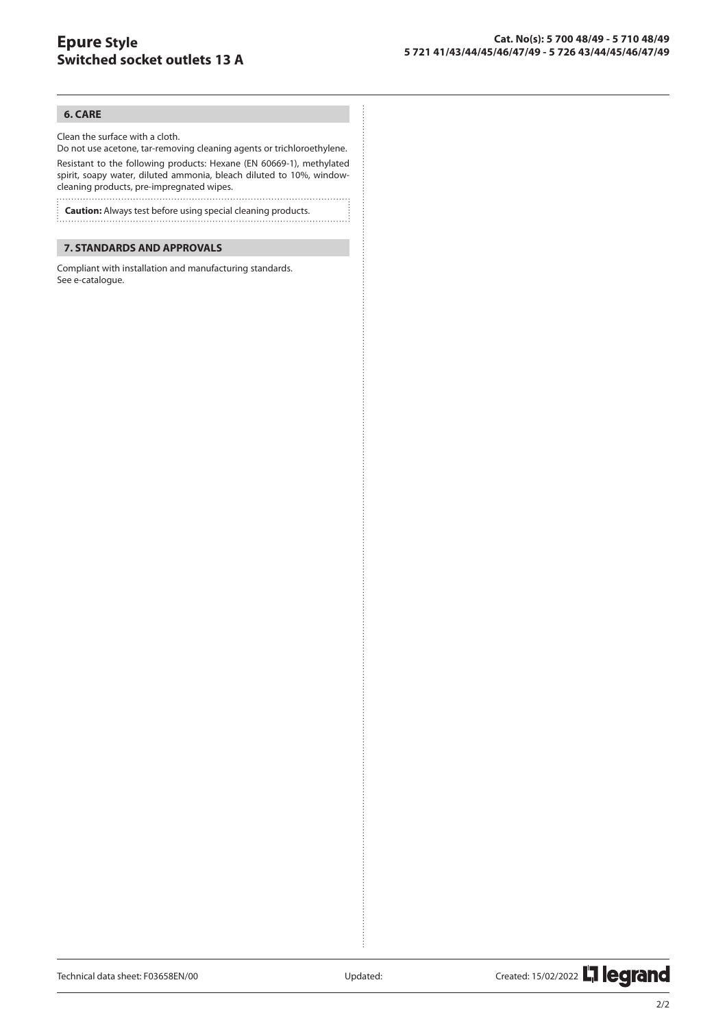## 6. CARE

Clean the surface with a cloth.
Do not use acetone, tar-removing cleaning agents or trichloroethylene.

Resistant to the following products: Hexane (EN 60669-1), methylated spirit, soapy water, diluted ammonia, bleach diluted to 10%, window-cleaning products, pre-impregnated wipes.

**Caution:** Always test before using special cleaning products.

## 7. STANDARDS AND APPROVALS

Compliant with installation and manufacturing standards.
See e-catalogue.